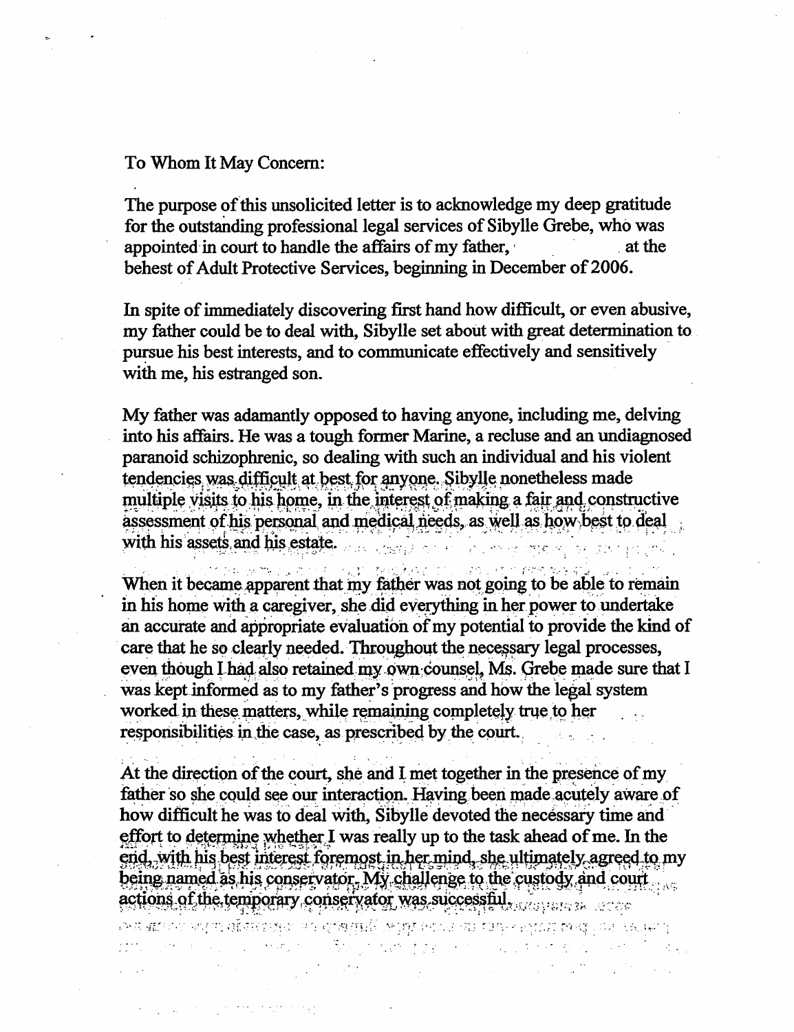To Whom It May Concern:

The purpose of this unsolicited letter is to acknowledge my deep gratitude for the outstanding professional legal services of Sibylle Grebe, who was appointed in court to handle the affairs of my father, at the behest of Adult Protective Services, beginning in December of 2006.

In spite of immediately discovering first hand how difficult, or even abusive, my father could be to deal with, Sibylle set about with great determination to pursue his best interests, and to communicate effectively and sensitively with me, his estranged son.

My father was adamantly opposed to having anyone, including me, delving into his affairs. He was a tough former Marine, a recluse and an undiagnosed paranoid schizophrenic, so dealing with such an individual and his violent tendencies was difficult at best for anyone. Sibylle nonetheless made multiple visits to his home, in the interest of making a fair and constructive assessment of his personal and medical needs, as well as how best to deal with his assets and his estate.

When it became apparent that my father was not going to be able to remain in his home with a caregiver, she did everything in her power to undertake an accurate and appropriate evaluation of my potential to provide the kind of care that he so clearly needed. Throughout the necessary legal processes, even though I had also retained my own counsel, Ms. Grebe made sure that I was kept informed as to my father's progress and how the legal system worked in these matters, while remaining completely true to her responsibilities in the case, as prescribed by the court.

At the direction of the court, she and I met together in the presence of my father so she could see our interaction. Having been made acutely aware of how difficult he was to deal with, Sibylle devoted the necessary time and effort to determine whether I was really up to the task ahead of me. In the end, with his best interest foremost in her mind, she ultimately agreed to my being named as his conservator. My challenge to the custody and court actions of the temporary conservator was successful.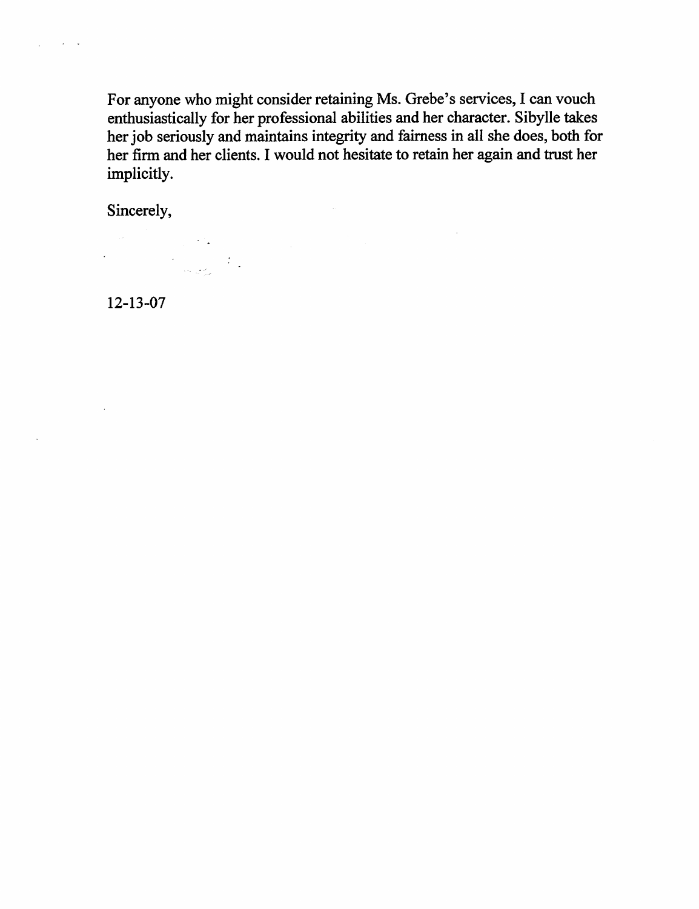For anyone who might consider retaining Ms. Grebe's services, I can vouch enthusiastically for her professional abilities and her character. Sibylle takes her job seriously and maintains integrity and fairness in all she does, both for her firm and her clients. I would not hesitate to retain her again and trust her implicitly.

Sincerely,

12-13-07